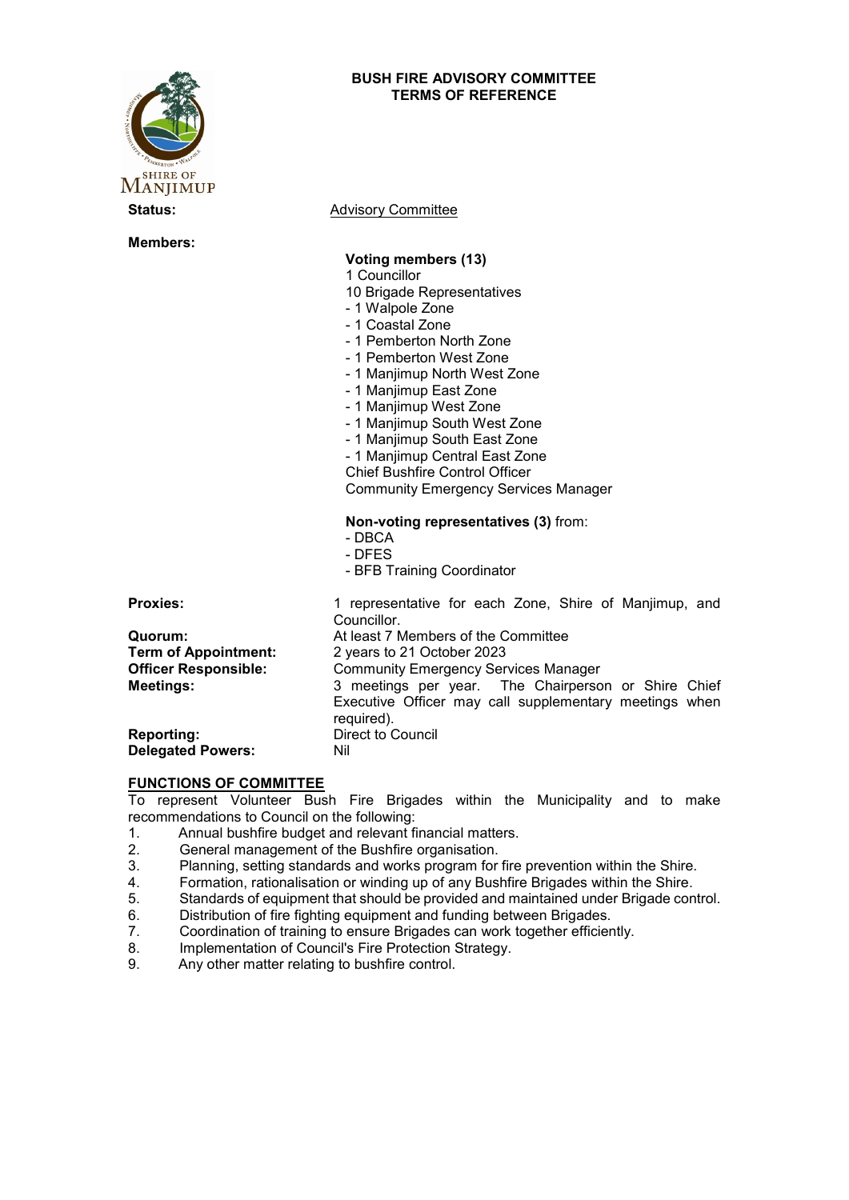# BUSH FIRE ADVISORY COMMITTEE
## TERMS OF REFERENCE

SHIRE OF MANJIMUP

**Status:** Advisory Committee

**Members:**

**Voting members (13)**

1 Councillor
10 Brigade Representatives
- 1 Walpole Zone
- 1 Coastal Zone
- 1 Pemberton North Zone
- 1 Pemberton West Zone
- 1 Manjimup North West Zone
- 1 Manjimup East Zone
- 1 Manjimup West Zone
- 1 Manjimup South West Zone
- 1 Manjimup South East Zone
- 1 Manjimup Central East Zone

Chief Bushfire Control Officer
Community Emergency Services Manager

**Non-voting representatives (3)** from:
- DBCA
- DFES
- BFB Training Coordinator

**Proxies:** 1 representative for each Zone, Shire of Manjimup, and Councillor.

**Quorum:** At least 7 Members of the Committee

**Term of Appointment:** 2 years to 21 October 2023

**Officer Responsible:** Community Emergency Services Manager

**Meetings:** 3 meetings per year. The Chairperson or Shire Chief Executive Officer may call supplementary meetings when required).

**Reporting:** Direct to Council

**Delegated Powers:** Nil

## FUNCTIONS OF COMMITTEE

To represent Volunteer Bush Fire Brigades within the Municipality and to make recommendations to Council on the following:

1. Annual bushfire budget and relevant financial matters.
2. General management of the Bushfire organisation.
3. Planning, setting standards and works program for fire prevention within the Shire.
4. Formation, rationalisation or winding up of any Bushfire Brigades within the Shire.
5. Standards of equipment that should be provided and maintained under Brigade control.
6. Distribution of fire fighting equipment and funding between Brigades.
7. Coordination of training to ensure Brigades can work together efficiently.
8. Implementation of Council's Fire Protection Strategy.
9. Any other matter relating to bushfire control.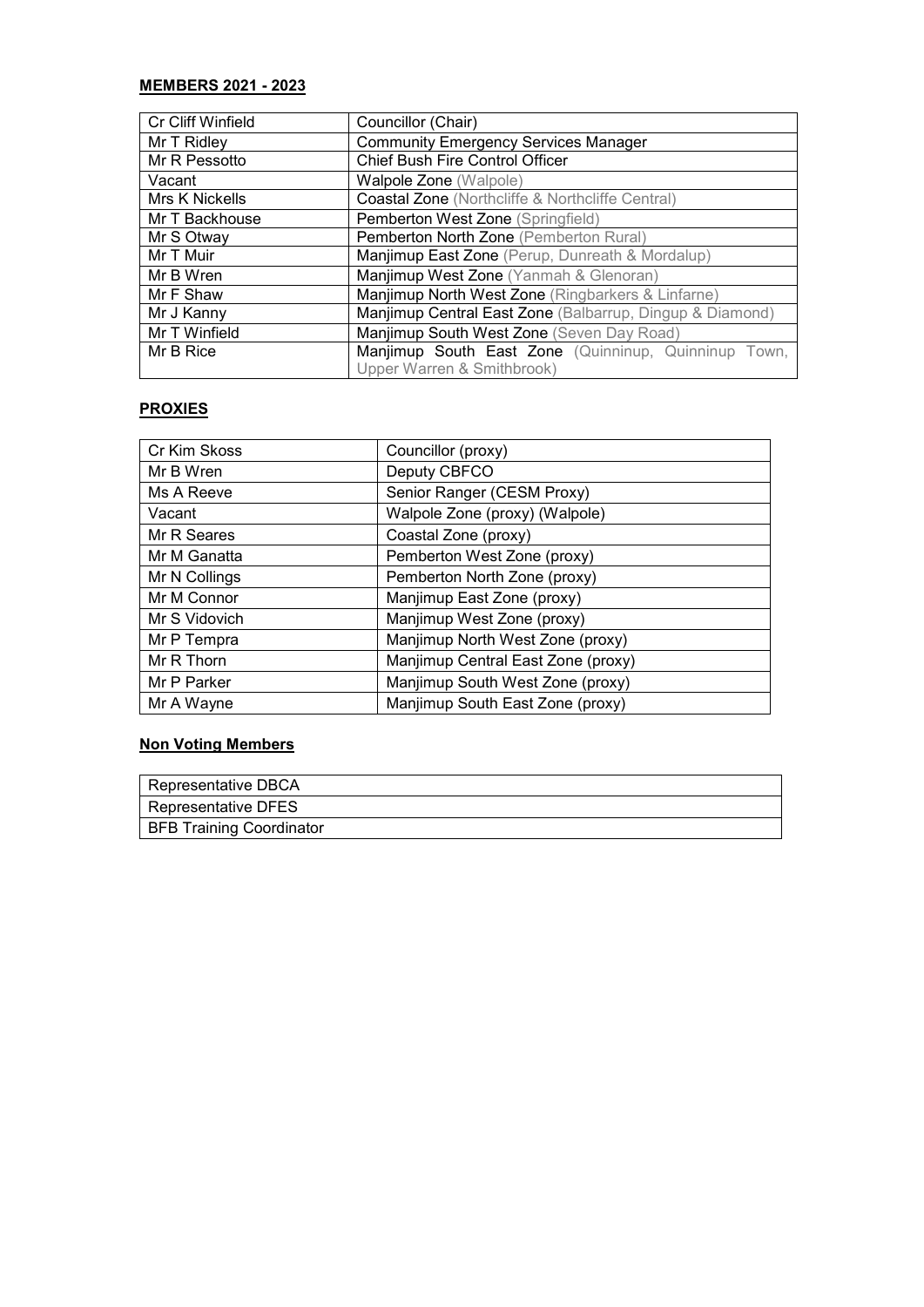**MEMBERS 2021 - 2023**

| | |
|---|---|
| Cr Cliff Winfield | Councillor (Chair) |
| Mr T Ridley | Community Emergency Services Manager |
| Mr R Pessotto | Chief Bush Fire Control Officer |
| Vacant | Walpole Zone (Walpole) |
| Mrs K Nickells | Coastal Zone (Northcliffe & Northcliffe Central) |
| Mr T Backhouse | Pemberton West Zone (Springfield) |
| Mr S Otway | Pemberton North Zone (Pemberton Rural) |
| Mr T Muir | Manjimup East Zone (Perup, Dunreath & Mordalup) |
| Mr B Wren | Manjimup West Zone (Yanmah & Glenoran) |
| Mr F Shaw | Manjimup North West Zone (Ringbarkers & Linfarne) |
| Mr J Kanny | Manjimup Central East Zone (Balbarrup, Dingup & Diamond) |
| Mr T Winfield | Manjimup South West Zone (Seven Day Road) |
| Mr B Rice | Manjimup South East Zone (Quinninup, Quinninup Town, Upper Warren & Smithbrook) |

**PROXIES**

| | |
|---|---|
| Cr Kim Skoss | Councillor (proxy) |
| Mr B Wren | Deputy CBFCO |
| Ms A Reeve | Senior Ranger (CESM Proxy) |
| Vacant | Walpole Zone (proxy) (Walpole) |
| Mr R Seares | Coastal Zone (proxy) |
| Mr M Ganatta | Pemberton West Zone (proxy) |
| Mr N Collings | Pemberton North Zone (proxy) |
| Mr M Connor | Manjimup East Zone (proxy) |
| Mr S Vidovich | Manjimup West Zone (proxy) |
| Mr P Tempra | Manjimup North West Zone (proxy) |
| Mr R Thorn | Manjimup Central East Zone (proxy) |
| Mr P Parker | Manjimup South West Zone (proxy) |
| Mr A Wayne | Manjimup South East Zone (proxy) |

**Non Voting Members**

| |
|---|
| Representative DBCA |
| Representative DFES |
| BFB Training Coordinator |